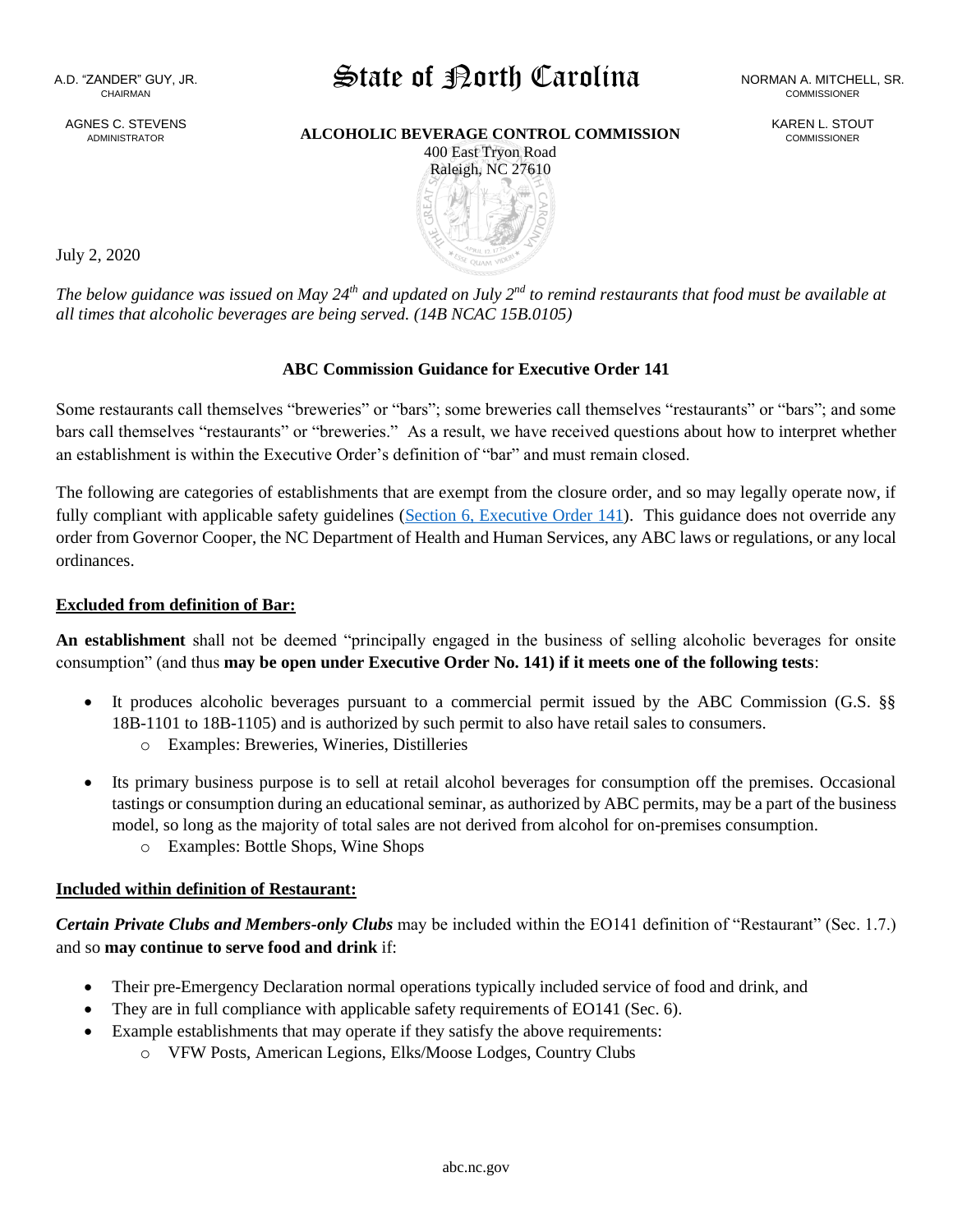A.D. "ZANDER" GUY, JR.
CHAIRMAN

AGNES C. STEVENS
ADMINISTRATOR

# State of North Carolina

NORMAN A. MITCHELL, SR.
COMMISSIONER

KAREN L. STOUT
COMMISSIONER

**ALCOHOLIC BEVERAGE CONTROL COMMISSION**
400 East Tryon Road
Raleigh, NC 27610

July 2, 2020

*The below guidance was issued on May 24th and updated on July 2nd to remind restaurants that food must be available at all times that alcoholic beverages are being served. (14B NCAC 15B.0105)*

## ABC Commission Guidance for Executive Order 141

Some restaurants call themselves "breweries" or "bars"; some breweries call themselves "restaurants" or "bars"; and some bars call themselves "restaurants" or "breweries." As a result, we have received questions about how to interpret whether an establishment is within the Executive Order's definition of "bar" and must remain closed.

The following are categories of establishments that are exempt from the closure order, and so may legally operate now, if fully compliant with applicable safety guidelines (Section 6, Executive Order 141). This guidance does not override any order from Governor Cooper, the NC Department of Health and Human Services, any ABC laws or regulations, or any local ordinances.

### Excluded from definition of Bar:

**An establishment** shall not be deemed "principally engaged in the business of selling alcoholic beverages for onsite consumption" (and thus **may be open under Executive Order No. 141) if it meets one of the following tests**:

- It produces alcoholic beverages pursuant to a commercial permit issued by the ABC Commission (G.S. §§ 18B-1101 to 18B-1105) and is authorized by such permit to also have retail sales to consumers.
  - Examples: Breweries, Wineries, Distilleries
- Its primary business purpose is to sell at retail alcohol beverages for consumption off the premises. Occasional tastings or consumption during an educational seminar, as authorized by ABC permits, may be a part of the business model, so long as the majority of total sales are not derived from alcohol for on-premises consumption.
  - Examples: Bottle Shops, Wine Shops

### Included within definition of Restaurant:

***Certain Private Clubs and Members-only Clubs*** may be included within the EO141 definition of "Restaurant" (Sec. 1.7.) and so **may continue to serve food and drink** if:

- Their pre-Emergency Declaration normal operations typically included service of food and drink, and
- They are in full compliance with applicable safety requirements of EO141 (Sec. 6).
- Example establishments that may operate if they satisfy the above requirements:
  - VFW Posts, American Legions, Elks/Moose Lodges, Country Clubs

abc.nc.gov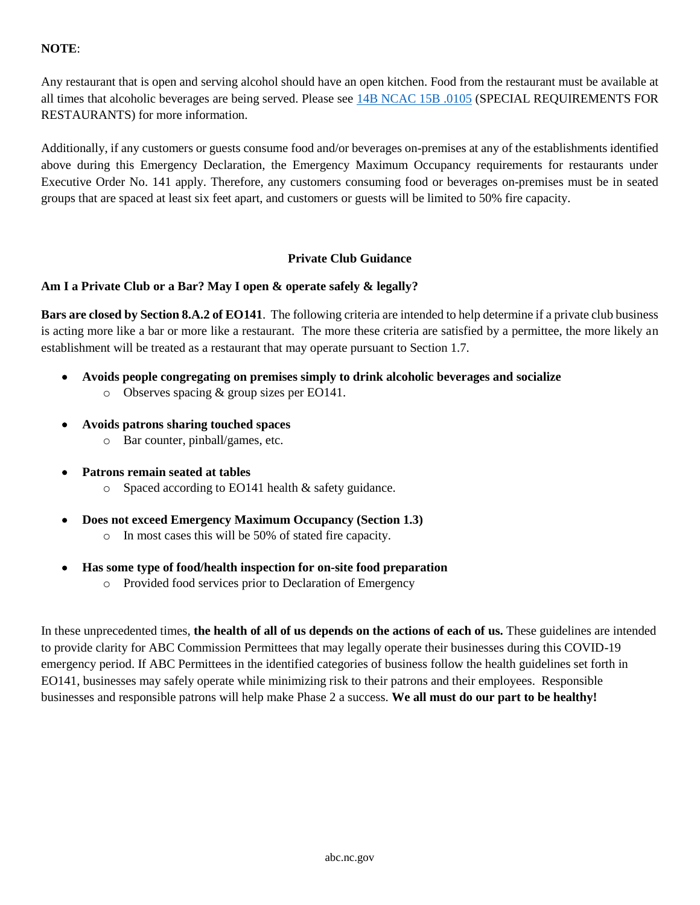**NOTE**:

Any restaurant that is open and serving alcohol should have an open kitchen. Food from the restaurant must be available at all times that alcoholic beverages are being served. Please see [14B NCAC 15B .0105](14B NCAC 15B .0105) (SPECIAL REQUIREMENTS FOR RESTAURANTS) for more information.

Additionally, if any customers or guests consume food and/or beverages on-premises at any of the establishments identified above during this Emergency Declaration, the Emergency Maximum Occupancy requirements for restaurants under Executive Order No. 141 apply. Therefore, any customers consuming food or beverages on-premises must be in seated groups that are spaced at least six feet apart, and customers or guests will be limited to 50% fire capacity.

## Private Club Guidance

### Am I a Private Club or a Bar? May I open & operate safely & legally?

**Bars are closed by Section 8.A.2 of EO141**. The following criteria are intended to help determine if a private club business is acting more like a bar or more like a restaurant. The more these criteria are satisfied by a permittee, the more likely an establishment will be treated as a restaurant that may operate pursuant to Section 1.7.

- **Avoids people congregating on premises simply to drink alcoholic beverages and socialize**
  - Observes spacing & group sizes per EO141.
- **Avoids patrons sharing touched spaces**
  - Bar counter, pinball/games, etc.
- **Patrons remain seated at tables**
  - Spaced according to EO141 health & safety guidance.
- **Does not exceed Emergency Maximum Occupancy (Section 1.3)**
  - In most cases this will be 50% of stated fire capacity.
- **Has some type of food/health inspection for on-site food preparation**
  - Provided food services prior to Declaration of Emergency

In these unprecedented times, **the health of all of us depends on the actions of each of us.** These guidelines are intended to provide clarity for ABC Commission Permittees that may legally operate their businesses during this COVID-19 emergency period. If ABC Permittees in the identified categories of business follow the health guidelines set forth in EO141, businesses may safely operate while minimizing risk to their patrons and their employees. Responsible businesses and responsible patrons will help make Phase 2 a success. **We all must do our part to be healthy!**